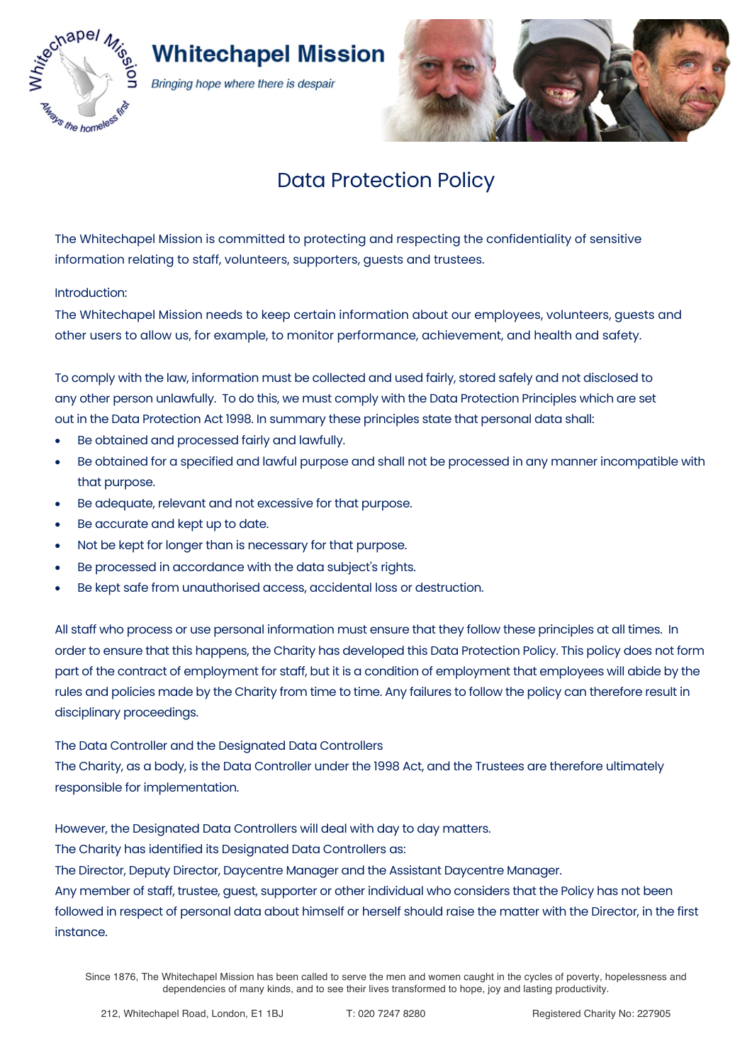# Whitechapel Mission

*Bringing hope where there is despair*

## Data Protection Policy

The Whitechapel Mission is committed to protecting and respecting the confidentiality of sensitive information relating to staff, volunteers, supporters, guests and trustees.

Introduction:

The Whitechapel Mission needs to keep certain information about our employees, volunteers, guests and other users to allow us, for example, to monitor performance, achievement, and health and safety.

To comply with the law, information must be collected and used fairly, stored safely and not disclosed to any other person unlawfully. To do this, we must comply with the Data Protection Principles which are set out in the Data Protection Act 1998. In summary these principles state that personal data shall:

- Be obtained and processed fairly and lawfully.
- Be obtained for a specified and lawful purpose and shall not be processed in any manner incompatible with that purpose.
- Be adequate, relevant and not excessive for that purpose.
- Be accurate and kept up to date.
- Not be kept for longer than is necessary for that purpose.
- Be processed in accordance with the data subject's rights.
- Be kept safe from unauthorised access, accidental loss or destruction.

All staff who process or use personal information must ensure that they follow these principles at all times. In order to ensure that this happens, the Charity has developed this Data Protection Policy. This policy does not form part of the contract of employment for staff, but it is a condition of employment that employees will abide by the rules and policies made by the Charity from time to time. Any failures to follow the policy can therefore result in disciplinary proceedings.

The Data Controller and the Designated Data Controllers

The Charity, as a body, is the Data Controller under the 1998 Act, and the Trustees are therefore ultimately responsible for implementation.

However, the Designated Data Controllers will deal with day to day matters.

The Charity has identified its Designated Data Controllers as:

The Director, Deputy Director, Daycentre Manager and the Assistant Daycentre Manager.

Any member of staff, trustee, guest, supporter or other individual who considers that the Policy has not been followed in respect of personal data about himself or herself should raise the matter with the Director, in the first instance.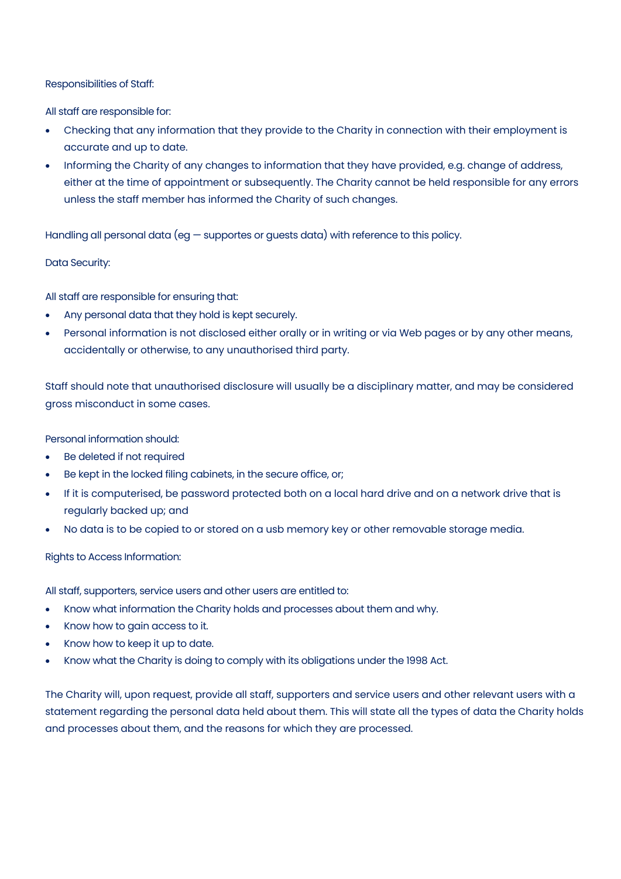Responsibilities of Staff:

All staff are responsible for:

- Checking that any information that they provide to the Charity in connection with their employment is accurate and up to date.
- Informing the Charity of any changes to information that they have provided, e.g. change of address, either at the time of appointment or subsequently. The Charity cannot be held responsible for any errors unless the staff member has informed the Charity of such changes.

Handling all personal data (eg — supportes or guests data) with reference to this policy.

Data Security:

All staff are responsible for ensuring that:

- Any personal data that they hold is kept securely.
- Personal information is not disclosed either orally or in writing or via Web pages or by any other means, accidentally or otherwise, to any unauthorised third party.

Staff should note that unauthorised disclosure will usually be a disciplinary matter, and may be considered gross misconduct in some cases.

Personal information should:

- Be deleted if not required
- Be kept in the locked filing cabinets, in the secure office, or;
- If it is computerised, be password protected both on a local hard drive and on a network drive that is regularly backed up; and
- No data is to be copied to or stored on a usb memory key or other removable storage media.

Rights to Access Information:

All staff, supporters, service users and other users are entitled to:

- Know what information the Charity holds and processes about them and why.
- Know how to gain access to it.
- Know how to keep it up to date.
- Know what the Charity is doing to comply with its obligations under the 1998 Act.

The Charity will, upon request, provide all staff, supporters and service users and other relevant users with a statement regarding the personal data held about them. This will state all the types of data the Charity holds and processes about them, and the reasons for which they are processed.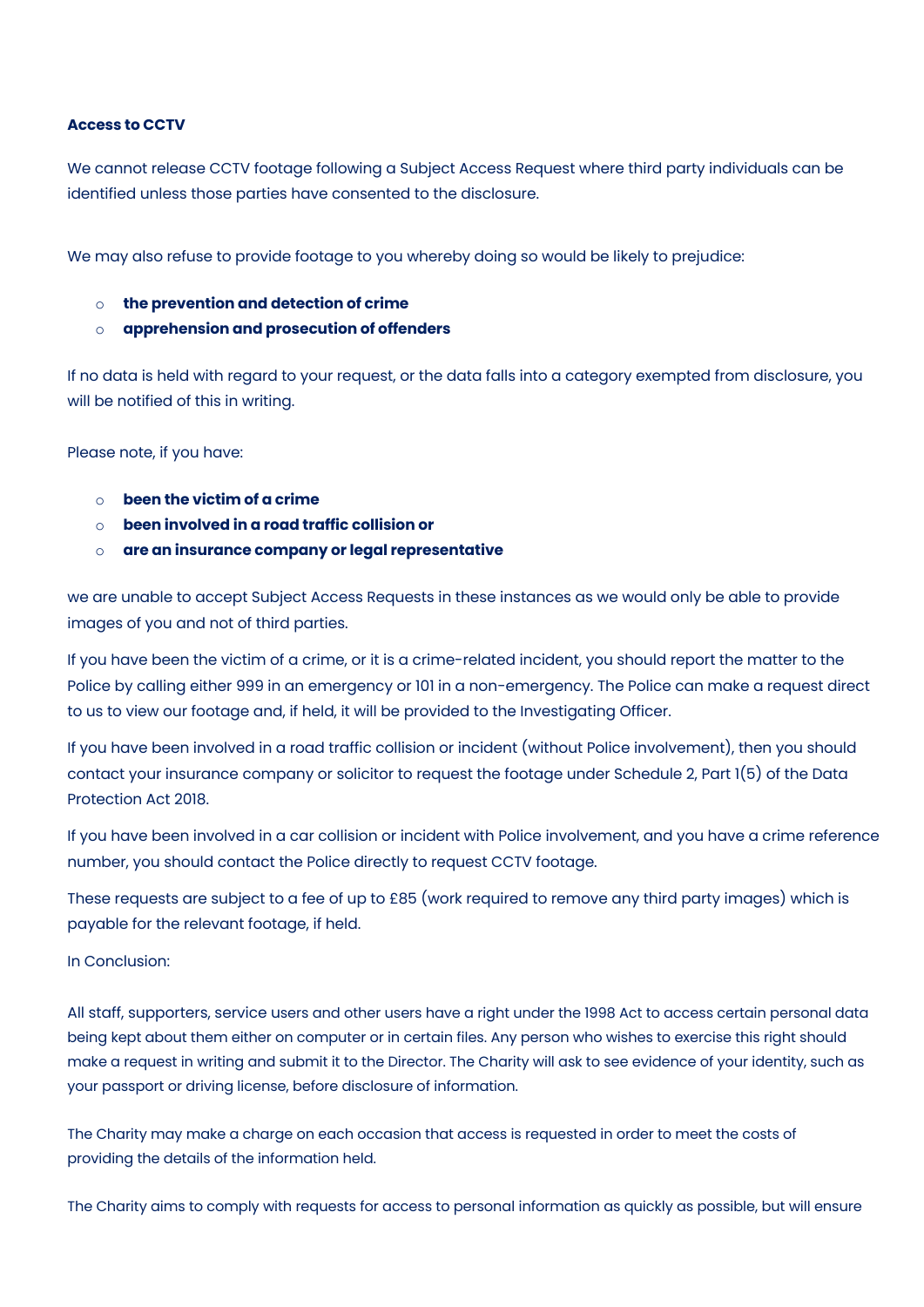**Access to CCTV**

We cannot release CCTV footage following a Subject Access Request where third party individuals can be identified unless those parties have consented to the disclosure.

We may also refuse to provide footage to you whereby doing so would be likely to prejudice:

- **the prevention and detection of crime**
- **apprehension and prosecution of offenders**

If no data is held with regard to your request, or the data falls into a category exempted from disclosure, you will be notified of this in writing.

Please note, if you have:

- **been the victim of a crime**
- **been involved in a road traffic collision or**
- **are an insurance company or legal representative**

we are unable to accept Subject Access Requests in these instances as we would only be able to provide images of you and not of third parties.

If you have been the victim of a crime, or it is a crime-related incident, you should report the matter to the Police by calling either 999 in an emergency or 101 in a non-emergency. The Police can make a request direct to us to view our footage and, if held, it will be provided to the Investigating Officer.

If you have been involved in a road traffic collision or incident (without Police involvement), then you should contact your insurance company or solicitor to request the footage under Schedule 2, Part 1(5) of the Data Protection Act 2018.

If you have been involved in a car collision or incident with Police involvement, and you have a crime reference number, you should contact the Police directly to request CCTV footage.

These requests are subject to a fee of up to £85 (work required to remove any third party images) which is payable for the relevant footage, if held.

In Conclusion:

All staff, supporters, service users and other users have a right under the 1998 Act to access certain personal data being kept about them either on computer or in certain files. Any person who wishes to exercise this right should make a request in writing and submit it to the Director. The Charity will ask to see evidence of your identity, such as your passport or driving license, before disclosure of information.

The Charity may make a charge on each occasion that access is requested in order to meet the costs of providing the details of the information held.

The Charity aims to comply with requests for access to personal information as quickly as possible, but will ensure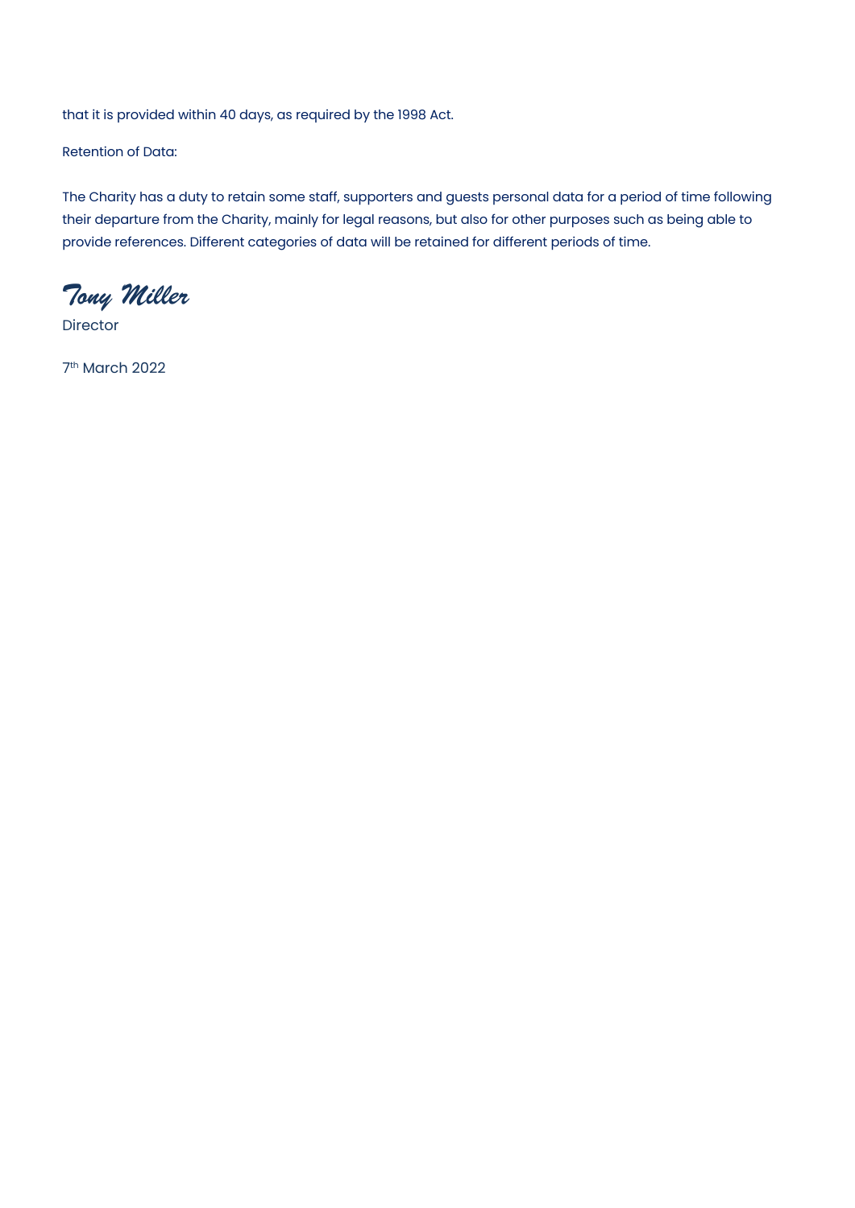that it is provided within 40 days, as required by the 1998 Act.

Retention of Data:

The Charity has a duty to retain some staff, supporters and guests personal data for a period of time following their departure from the Charity, mainly for legal reasons, but also for other purposes such as being able to provide references. Different categories of data will be retained for different periods of time.

*Tony Miller*

Director

7th March 2022